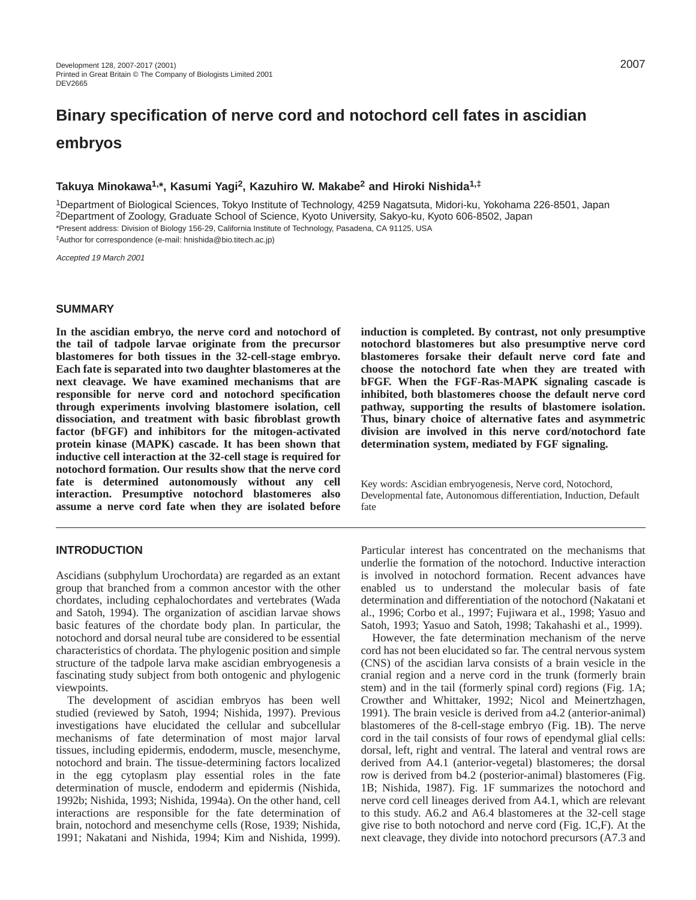# Binary specification of nerve cord and notochord cell fates in ascidian embryos

**Takuya Minokawa[1,*], Kasumi Yagi[2], Kazuhiro W. Makabe[2] and Hiroki Nishida[1,‡]**

[1]Department of Biological Sciences, Tokyo Institute of Technology, 4259 Nagatsuta, Midori-ku, Yokohama 226-8501, Japan
[2]Department of Zoology, Graduate School of Science, Kyoto University, Sakyo-ku, Kyoto 606-8502, Japan
*Present address: Division of Biology 156-29, California Institute of Technology, Pasadena, CA 91125, USA
‡Author for correspondence (e-mail: hnishida@bio.titech.ac.jp)

*Accepted 19 March 2001*

## SUMMARY

**In the ascidian embryo, the nerve cord and notochord of the tail of tadpole larvae originate from the precursor blastomeres for both tissues in the 32-cell-stage embryo. Each fate is separated into two daughter blastomeres at the next cleavage. We have examined mechanisms that are responsible for nerve cord and notochord specification through experiments involving blastomere isolation, cell dissociation, and treatment with basic fibroblast growth factor (bFGF) and inhibitors for the mitogen-activated protein kinase (MAPK) cascade. It has been shown that inductive cell interaction at the 32-cell stage is required for notochord formation. Our results show that the nerve cord fate is determined autonomously without any cell interaction. Presumptive notochord blastomeres also assume a nerve cord fate when they are isolated before induction is completed. By contrast, not only presumptive notochord blastomeres but also presumptive nerve cord blastomeres forsake their default nerve cord fate and choose the notochord fate when they are treated with bFGF. When the FGF-Ras-MAPK signaling cascade is inhibited, both blastomeres choose the default nerve cord pathway, supporting the results of blastomere isolation. Thus, binary choice of alternative fates and asymmetric division are involved in this nerve cord/notochord fate determination system, mediated by FGF signaling.**

Key words: Ascidian embryogenesis, Nerve cord, Notochord, Developmental fate, Autonomous differentiation, Induction, Default fate

## INTRODUCTION

Ascidians (subphylum Urochordata) are regarded as an extant group that branched from a common ancestor with the other chordates, including cephalochordates and vertebrates (Wada and Satoh, 1994). The organization of ascidian larvae shows basic features of the chordate body plan. In particular, the notochord and dorsal neural tube are considered to be essential characteristics of chordata. The phylogenic position and simple structure of the tadpole larva make ascidian embryogenesis a fascinating study subject from both ontogenic and phylogenic viewpoints.

The development of ascidian embryos has been well studied (reviewed by Satoh, 1994; Nishida, 1997). Previous investigations have elucidated the cellular and subcellular mechanisms of fate determination of most major larval tissues, including epidermis, endoderm, muscle, mesenchyme, notochord and brain. The tissue-determining factors localized in the egg cytoplasm play essential roles in the fate determination of muscle, endoderm and epidermis (Nishida, 1992b; Nishida, 1993; Nishida, 1994a). On the other hand, cell interactions are responsible for the fate determination of brain, notochord and mesenchyme cells (Rose, 1939; Nishida, 1991; Nakatani and Nishida, 1994; Kim and Nishida, 1999). Particular interest has concentrated on the mechanisms that underlie the formation of the notochord. Inductive interaction is involved in notochord formation. Recent advances have enabled us to understand the molecular basis of fate determination and differentiation of the notochord (Nakatani et al., 1996; Corbo et al., 1997; Fujiwara et al., 1998; Yasuo and Satoh, 1993; Yasuo and Satoh, 1998; Takahashi et al., 1999).

However, the fate determination mechanism of the nerve cord has not been elucidated so far. The central nervous system (CNS) of the ascidian larva consists of a brain vesicle in the cranial region and a nerve cord in the trunk (formerly brain stem) and in the tail (formerly spinal cord) regions (Fig. 1A; Crowther and Whittaker, 1992; Nicol and Meinertzhagen, 1991). The brain vesicle is derived from a4.2 (anterior-animal) blastomeres of the 8-cell-stage embryo (Fig. 1B). The nerve cord in the tail consists of four rows of ependymal glial cells: dorsal, left, right and ventral. The lateral and ventral rows are derived from A4.1 (anterior-vegetal) blastomeres; the dorsal row is derived from b4.2 (posterior-animal) blastomeres (Fig. 1B; Nishida, 1987). Fig. 1F summarizes the notochord and nerve cord cell lineages derived from A4.1, which are relevant to this study. A6.2 and A6.4 blastomeres at the 32-cell stage give rise to both notochord and nerve cord (Fig. 1C,F). At the next cleavage, they divide into notochord precursors (A7.3 and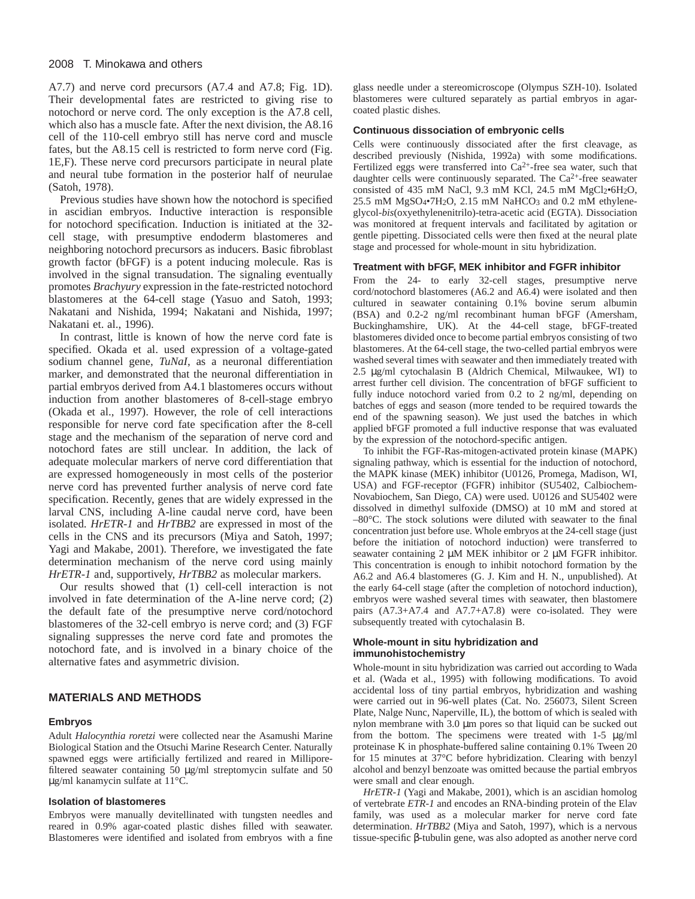A7.7) and nerve cord precursors (A7.4 and A7.8; Fig. 1D). Their developmental fates are restricted to giving rise to notochord or nerve cord. The only exception is the A7.8 cell, which also has a muscle fate. After the next division, the A8.16 cell of the 110-cell embryo still has nerve cord and muscle fates, but the A8.15 cell is restricted to form nerve cord (Fig. 1E,F). These nerve cord precursors participate in neural plate and neural tube formation in the posterior half of neurulae (Satoh, 1978).

Previous studies have shown how the notochord is specified in ascidian embryos. Inductive interaction is responsible for notochord specification. Induction is initiated at the 32-cell stage, with presumptive endoderm blastomeres and neighboring notochord precursors as inducers. Basic fibroblast growth factor (bFGF) is a potent inducing molecule. Ras is involved in the signal transduction. The signaling eventually promotes *Brachyury* expression in the fate-restricted notochord blastomeres at the 64-cell stage (Yasuo and Satoh, 1993; Nakatani and Nishida, 1994; Nakatani and Nishida, 1997; Nakatani et. al., 1996).

In contrast, little is known of how the nerve cord fate is specified. Okada et al. used expression of a voltage-gated sodium channel gene, *TuNaI*, as a neuronal differentiation marker, and demonstrated that the neuronal differentiation in partial embryos derived from A4.1 blastomeres occurs without induction from another blastomeres of 8-cell-stage embryo (Okada et al., 1997). However, the role of cell interactions responsible for nerve cord fate specification after the 8-cell stage and the mechanism of the separation of nerve cord and notochord fates are still unclear. In addition, the lack of adequate molecular markers of nerve cord differentiation that are expressed homogeneously in most cells of the posterior nerve cord has prevented further analysis of nerve cord fate specification. Recently, genes that are widely expressed in the larval CNS, including A-line caudal nerve cord, have been isolated. *HrETR-1* and *HrTBB2* are expressed in most of the cells in the CNS and its precursors (Miya and Satoh, 1997; Yagi and Makabe, 2001). Therefore, we investigated the fate determination mechanism of the nerve cord using mainly *HrETR-1* and, supportively, *HrTBB2* as molecular markers.

Our results showed that (1) cell-cell interaction is not involved in fate determination of the A-line nerve cord; (2) the default fate of the presumptive nerve cord/notochord blastomeres of the 32-cell embryo is nerve cord; and (3) FGF signaling suppresses the nerve cord fate and promotes the notochord fate, and is involved in a binary choice of the alternative fates and asymmetric division.

## MATERIALS AND METHODS

### Embryos

Adult *Halocynthia roretzi* were collected near the Asamushi Marine Biological Station and the Otsuchi Marine Research Center. Naturally spawned eggs were artificially fertilized and reared in Millipore-filtered seawater containing 50 μg/ml streptomycin sulfate and 50 μg/ml kanamycin sulfate at 11°C.

### Isolation of blastomeres

Embryos were manually devitellinated with tungsten needles and reared in 0.9% agar-coated plastic dishes filled with seawater. Blastomeres were identified and isolated from embryos with a fine glass needle under a stereomicroscope (Olympus SZH-10). Isolated blastomeres were cultured separately as partial embryos in agar-coated plastic dishes.

### Continuous dissociation of embryonic cells

Cells were continuously dissociated after the first cleavage, as described previously (Nishida, 1992a) with some modifications. Fertilized eggs were transferred into $Ca^{2+}$-free sea water, such that daughter cells were continuously separated. The $Ca^{2+}$-free seawater consisted of 435 mM NaCl, 9.3 mM KCl, 24.5 mM $MgCl_2{\bullet}6H_2O$, 25.5 mM $MgSO_4{\bullet}7H_2O$, 2.15 mM $NaHCO_3$ and 0.2 mM ethylene-glycol-*bis*(oxyethylenenitrilo)-tetra-acetic acid (EGTA). Dissociation was monitored at frequent intervals and facilitated by agitation or gentle pipetting. Dissociated cells were then fixed at the neural plate stage and processed for whole-mount in situ hybridization.

### Treatment with bFGF, MEK inhibitor and FGFR inhibitor

From the 24- to early 32-cell stages, presumptive nerve cord/notochord blastomeres (A6.2 and A6.4) were isolated and then cultured in seawater containing 0.1% bovine serum albumin (BSA) and 0.2-2 ng/ml recombinant human bFGF (Amersham, Buckinghamshire, UK). At the 44-cell stage, bFGF-treated blastomeres divided once to become partial embryos consisting of two blastomeres. At the 64-cell stage, the two-celled partial embryos were washed several times with seawater and then immediately treated with 2.5 μg/ml cytochalasin B (Aldrich Chemical, Milwaukee, WI) to arrest further cell division. The concentration of bFGF sufficient to fully induce notochord varied from 0.2 to 2 ng/ml, depending on batches of eggs and season (more tended to be required towards the end of the spawning season). We just used the batches in which applied bFGF promoted a full inductive response that was evaluated by the expression of the notochord-specific antigen.

To inhibit the FGF-Ras-mitogen-activated protein kinase (MAPK) signaling pathway, which is essential for the induction of notochord, the MAPK kinase (MEK) inhibitor (U0126, Promega, Madison, WI, USA) and FGF-receptor (FGFR) inhibitor (SU5402, Calbiochem-Novabiochem, San Diego, CA) were used. U0126 and SU5402 were dissolved in dimethyl sulfoxide (DMSO) at 10 mM and stored at –80°C. The stock solutions were diluted with seawater to the final concentration just before use. Whole embryos at the 24-cell stage (just before the initiation of notochord induction) were transferred to seawater containing 2 μM MEK inhibitor or 2 μM FGFR inhibitor. This concentration is enough to inhibit notochord formation by the A6.2 and A6.4 blastomeres (G. J. Kim and H. N., unpublished). At the early 64-cell stage (after the completion of notochord induction), embryos were washed several times with seawater, then blastomere pairs (A7.3+A7.4 and A7.7+A7.8) were co-isolated. They were subsequently treated with cytochalasin B.

### Whole-mount in situ hybridization and immunohistochemistry

Whole-mount in situ hybridization was carried out according to Wada et al. (Wada et al., 1995) with following modifications. To avoid accidental loss of tiny partial embryos, hybridization and washing were carried out in 96-well plates (Cat. No. 256073, Silent Screen Plate, Nalge Nunc, Naperville, IL), the bottom of which is sealed with nylon membrane with 3.0 μm pores so that liquid can be sucked out from the bottom. The specimens were treated with 1-5 μg/ml proteinase K in phosphate-buffered saline containing 0.1% Tween 20 for 15 minutes at 37°C before hybridization. Clearing with benzyl alcohol and benzyl benzoate was omitted because the partial embryos were small and clear enough.

*HrETR-1* (Yagi and Makabe, 2001), which is an ascidian homolog of vertebrate *ETR-1* and encodes an RNA-binding protein of the Elav family, was used as a molecular marker for nerve cord fate determination. *HrTBB2* (Miya and Satoh, 1997), which is a nervous tissue-specific β-tubulin gene, was also adopted as another nerve cord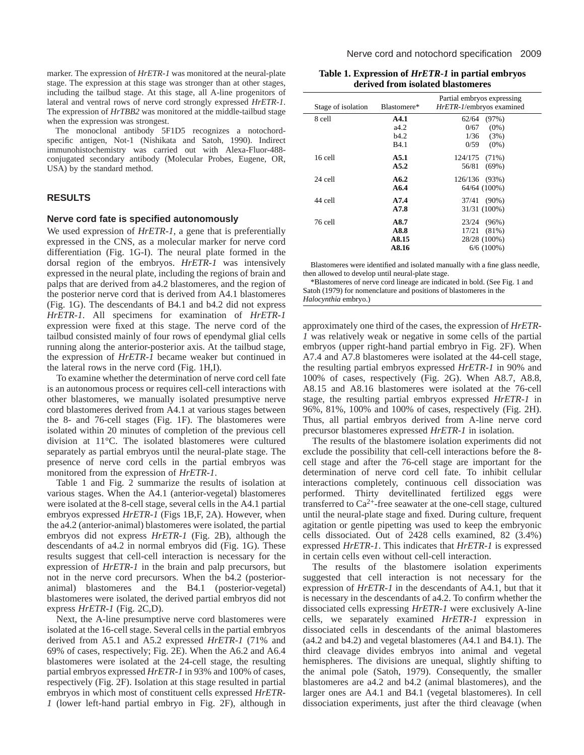marker. The expression of *HrETR-1* was monitored at the neural-plate stage. The expression at this stage was stronger than at other stages, including the tailbud stage. At this stage, all A-line progenitors of lateral and ventral rows of nerve cord strongly expressed *HrETR-1*. The expression of *HrTBB2* was monitored at the middle-tailbud stage when the expression was strongest.

The monoclonal antibody 5F1D5 recognizes a notochord-specific antigen, Not-1 (Nishikata and Satoh, 1990). Indirect immunohistochemistry was carried out with Alexa-Fluor-488-conjugated secondary antibody (Molecular Probes, Eugene, OR, USA) by the standard method.

## RESULTS

### Nerve cord fate is specified autonomously

We used expression of *HrETR-1*, a gene that is preferentially expressed in the CNS, as a molecular marker for nerve cord differentiation (Fig. 1G-I). The neural plate formed in the dorsal region of the embryos. *HrETR-1* was intensively expressed in the neural plate, including the regions of brain and palps that are derived from a4.2 blastomeres, and the region of the posterior nerve cord that is derived from A4.1 blastomeres (Fig. 1G). The descendants of B4.1 and b4.2 did not express *HrETR-1*. All specimens for examination of *HrETR-1* expression were fixed at this stage. The nerve cord of the tailbud consisted mainly of four rows of ependymal glial cells running along the anterior-posterior axis. At the tailbud stage, the expression of *HrETR-1* became weaker but continued in the lateral rows in the nerve cord (Fig. 1H,I).

To examine whether the determination of nerve cord cell fate is an autonomous process or requires cell-cell interactions with other blastomeres, we manually isolated presumptive nerve cord blastomeres derived from A4.1 at various stages between the 8- and 76-cell stages (Fig. 1F). The blastomeres were isolated within 20 minutes of completion of the previous cell division at 11°C. The isolated blastomeres were cultured separately as partial embryos until the neural-plate stage. The presence of nerve cord cells in the partial embryos was monitored from the expression of *HrETR-1*.

Table 1 and Fig. 2 summarize the results of isolation at various stages. When the A4.1 (anterior-vegetal) blastomeres were isolated at the 8-cell stage, several cells in the A4.1 partial embryos expressed *HrETR-1* (Figs 1B,F, 2A). However, when the a4.2 (anterior-animal) blastomeres were isolated, the partial embryos did not express *HrETR-1* (Fig. 2B), although the descendants of a4.2 in normal embryos did (Fig. 1G). These results suggest that cell-cell interaction is necessary for the expression of *HrETR-1* in the brain and palp precursors, but not in the nerve cord precursors. When the b4.2 (posterior-animal) blastomeres and the B4.1 (posterior-vegetal) blastomeres were isolated, the derived partial embryos did not express *HrETR-1* (Fig. 2C,D).

Next, the A-line presumptive nerve cord blastomeres were isolated at the 16-cell stage. Several cells in the partial embryos derived from A5.1 and A5.2 expressed *HrETR-1* (71% and 69% of cases, respectively; Fig. 2E). When the A6.2 and A6.4 blastomeres were isolated at the 24-cell stage, the resulting partial embryos expressed *HrETR-1* in 93% and 100% of cases, respectively (Fig. 2F). Isolation at this stage resulted in partial embryos in which most of constituent cells expressed *HrETR-1* (lower left-hand partial embryo in Fig. 2F), although in approximately one third of the cases, the expression of *HrETR-1* was relatively weak or negative in some cells of the partial embryos (upper right-hand partial embryo in Fig. 2F). When A7.4 and A7.8 blastomeres were isolated at the 44-cell stage, the resulting partial embryos expressed *HrETR-1* in 90% and 100% of cases, respectively (Fig. 2G). When A8.7, A8.8, A8.15 and A8.16 blastomeres were isolated at the 76-cell stage, the resulting partial embryos expressed *HrETR-1* in 96%, 81%, 100% and 100% of cases, respectively (Fig. 2H). Thus, all partial embryos derived from A-line nerve cord precursor blastomeres expressed *HrETR-1* in isolation.

**Table 1. Expression of *HrETR-1* in partial embryos derived from isolated blastomeres**

| Stage of isolation | Blastomere* | Partial embryos expressing *HrETR-1*/embryos examined |
|---|---|---|
| 8 cell | **A4.1** | 62/64 (97%) |
| | a4.2 | 0/67 (0%) |
| | b4.2 | 1/36 (3%) |
| | B4.1 | 0/59 (0%) |
| 16 cell | **A5.1** | 124/175 (71%) |
| | **A5.2** | 56/81 (69%) |
| 24 cell | **A6.2** | 126/136 (93%) |
| | **A6.4** | 64/64 (100%) |
| 44 cell | **A7.4** | 37/41 (90%) |
| | **A7.8** | 31/31 (100%) |
| 76 cell | **A8.7** | 23/24 (96%) |
| | **A8.8** | 17/21 (81%) |
| | **A8.15** | 28/28 (100%) |
| | **A8.16** | 6/6 (100%) |

Blastomeres were identified and isolated manually with a fine glass needle, then allowed to develop until neural-plate stage.

*Blastomeres of nerve cord lineage are indicated in bold. (See Fig. 1 and Satoh (1979) for nomenclature and positions of blastomeres in the *Halocynthia* embryo.)

The results of the blastomere isolation experiments did not exclude the possibility that cell-cell interactions before the 8-cell stage and after the 76-cell stage are important for the determination of nerve cord cell fate. To inhibit cellular interactions completely, continuous cell dissociation was performed. Thirty devitellinated fertilized eggs were transferred to $Ca^{2+}$-free seawater at the one-cell stage, cultured until the neural-plate stage and fixed. During culture, frequent agitation or gentle pipetting was used to keep the embryonic cells dissociated. Out of 2428 cells examined, 82 (3.4%) expressed *HrETR-1*. This indicates that *HrETR-1* is expressed in certain cells even without cell-cell interaction.

The results of the blastomere isolation experiments suggested that cell interaction is not necessary for the expression of *HrETR-1* in the descendants of A4.1, but that it is necessary in the descendants of a4.2. To confirm whether the dissociated cells expressing *HrETR-1* were exclusively A-line cells, we separately examined *HrETR-1* expression in dissociated cells in descendants of the animal blastomeres (a4.2 and b4.2) and vegetal blastomeres (A4.1 and B4.1). The third cleavage divides embryos into animal and vegetal hemispheres. The divisions are unequal, slightly shifting to the animal pole (Satoh, 1979). Consequently, the smaller blastomeres are a4.2 and b4.2 (animal blastomeres), and the larger ones are A4.1 and B4.1 (vegetal blastomeres). In cell dissociation experiments, just after the third cleavage (when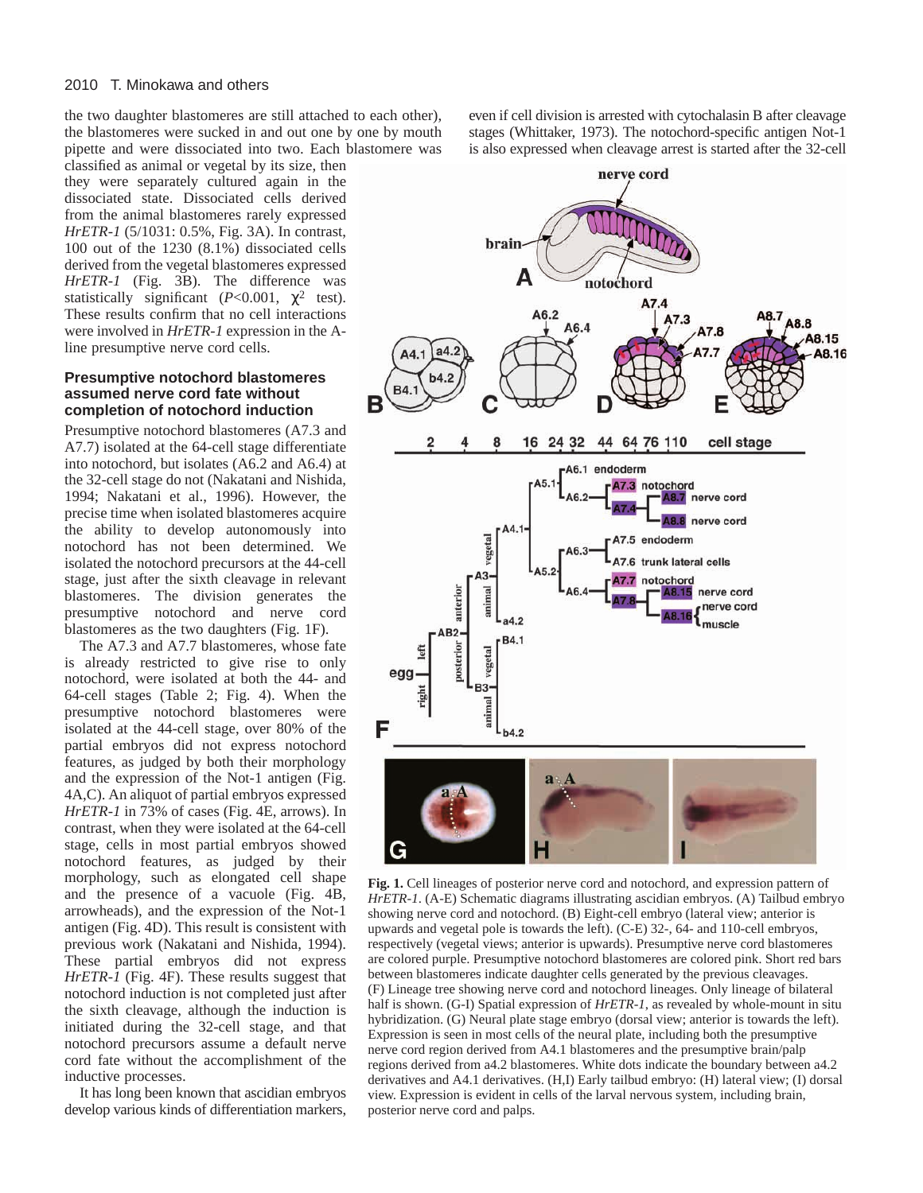the two daughter blastomeres are still attached to each other), the blastomeres were sucked in and out one by one by mouth pipette and were dissociated into two. Each blastomere was classified as animal or vegetal by its size, then they were separately cultured again in the dissociated state. Dissociated cells derived from the animal blastomeres rarely expressed *HrETR-1* (5/1031: 0.5%, Fig. 3A). In contrast, 100 out of the 1230 (8.1%) dissociated cells derived from the vegetal blastomeres expressed *HrETR-1* (Fig. 3B). The difference was statistically significant ($P<0.001$, $\chi^2$ test). These results confirm that no cell interactions were involved in *HrETR-1* expression in the A-line presumptive nerve cord cells.

### Presumptive notochord blastomeres assumed nerve cord fate without completion of notochord induction

Presumptive notochord blastomeres (A7.3 and A7.7) isolated at the 64-cell stage differentiate into notochord, but isolates (A6.2 and A6.4) at the 32-cell stage do not (Nakatani and Nishida, 1994; Nakatani et al., 1996). However, the precise time when isolated blastomeres acquire the ability to develop autonomously into notochord has not been determined. We isolated the notochord precursors at the 44-cell stage, just after the sixth cleavage in relevant blastomeres. The division generates the presumptive notochord and nerve cord blastomeres as the two daughters (Fig. 1F).

The A7.3 and A7.7 blastomeres, whose fate is already restricted to give rise to only notochord, were isolated at both the 44- and 64-cell stages (Table 2; Fig. 4). When the presumptive notochord blastomeres were isolated at the 44-cell stage, over 80% of the partial embryos did not express notochord features, as judged by both their morphology and the expression of the Not-1 antigen (Fig. 4A,C). An aliquot of partial embryos expressed *HrETR-1* in 73% of cases (Fig. 4E, arrows). In contrast, when they were isolated at the 64-cell stage, cells in most partial embryos showed notochord features, as judged by their morphology, such as elongated cell shape and the presence of a vacuole (Fig. 4B, arrowheads), and the expression of the Not-1 antigen (Fig. 4D). This result is consistent with previous work (Nakatani and Nishida, 1994). These partial embryos did not express *HrETR-1* (Fig. 4F). These results suggest that notochord induction is not completed just after the sixth cleavage, although the induction is initiated during the 32-cell stage, and that notochord precursors assume a default nerve cord fate without the accomplishment of the inductive processes.

It has long been known that ascidian embryos develop various kinds of differentiation markers, even if cell division is arrested with cytochalasin B after cleavage stages (Whittaker, 1973). The notochord-specific antigen Not-1 is also expressed when cleavage arrest is started after the 32-cell

**Fig. 1.** Cell lineages of posterior nerve cord and notochord, and expression pattern of *HrETR-1*. (A-E) Schematic diagrams illustrating ascidian embryos. (A) Tailbud embryo showing nerve cord and notochord. (B) Eight-cell embryo (lateral view; anterior is upwards and vegetal pole is towards the left). (C-E) 32-, 64- and 110-cell embryos, respectively (vegetal views; anterior is upwards). Presumptive nerve cord blastomeres are colored purple. Presumptive notochord blastomeres are colored pink. Short red bars between blastomeres indicate daughter cells generated by the previous cleavages. (F) Lineage tree showing nerve cord and notochord lineages. Only lineage of bilateral half is shown. (G-I) Spatial expression of *HrETR-1*, as revealed by whole-mount in situ hybridization. (G) Neural plate stage embryo (dorsal view; anterior is towards the left). Expression is seen in most cells of the neural plate, including both the presumptive nerve cord region derived from A4.1 blastomeres and the presumptive brain/palp regions derived from a4.2 blastomeres. White dots indicate the boundary between a4.2 derivatives and A4.1 derivatives. (H,I) Early tailbud embryo: (H) lateral view; (I) dorsal view. Expression is evident in cells of the larval nervous system, including brain, posterior nerve cord and palps.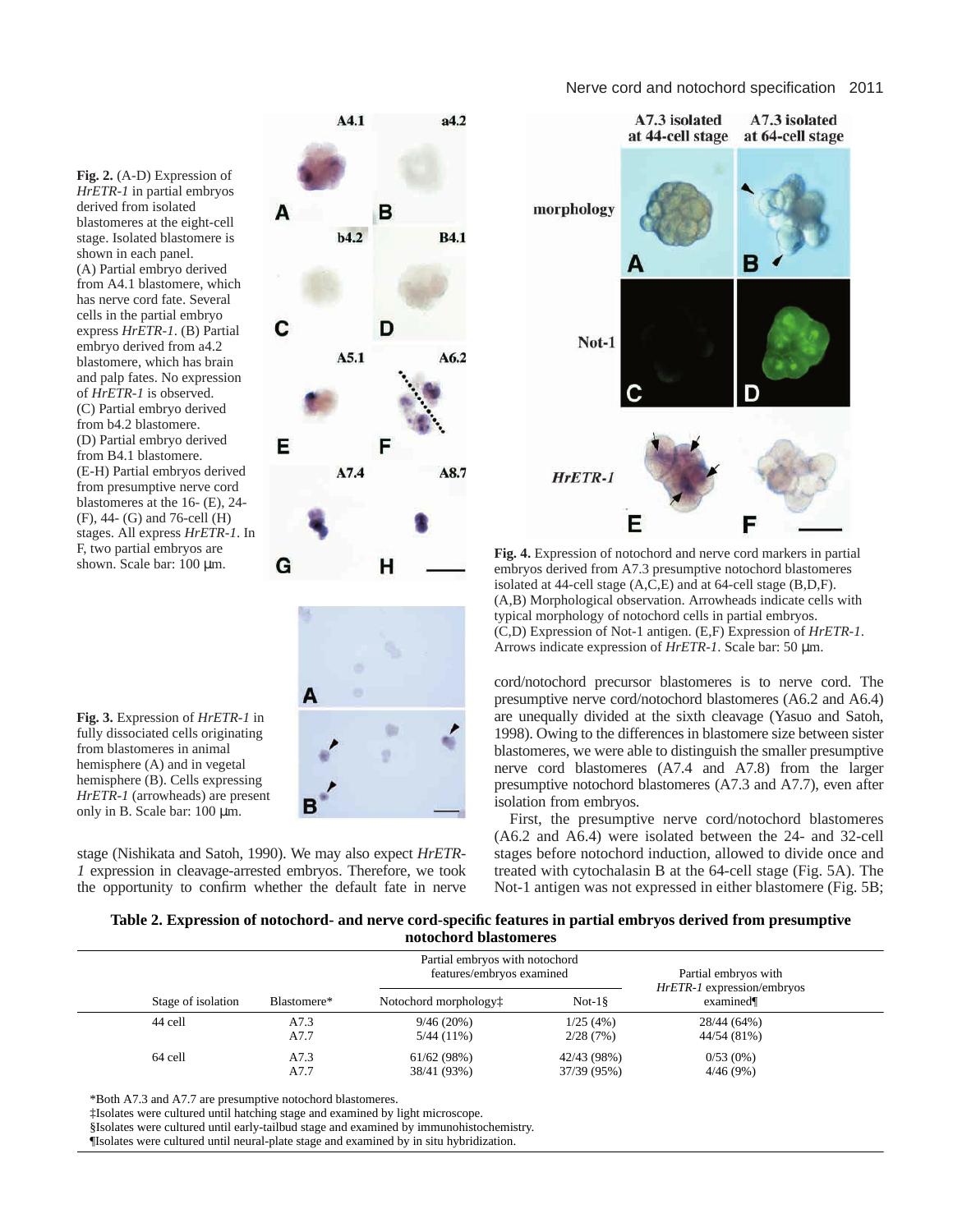**Fig. 2.** (A-D) Expression of *HrETR-1* in partial embryos derived from isolated blastomeres at the eight-cell stage. Isolated blastomere is shown in each panel. (A) Partial embryo derived from A4.1 blastomere, which has nerve cord fate. Several cells in the partial embryo express *HrETR-1*. (B) Partial embryo derived from a4.2 blastomere, which has brain and palp fates. No expression of *HrETR-1* is observed. (C) Partial embryo derived from b4.2 blastomere. (D) Partial embryo derived from B4.1 blastomere. (E-H) Partial embryos derived from presumptive nerve cord blastomeres at the 16- (E), 24- (F), 44- (G) and 76-cell (H) stages. All express *HrETR-1*. In F, two partial embryos are shown. Scale bar: 100 µm.

**Fig. 3.** Expression of *HrETR-1* in fully dissociated cells originating from blastomeres in animal hemisphere (A) and in vegetal hemisphere (B). Cells expressing *HrETR-1* (arrowheads) are present only in B. Scale bar: 100 µm.

**Fig. 4.** Expression of notochord and nerve cord markers in partial embryos derived from A7.3 presumptive notochord blastomeres isolated at 44-cell stage (A,C,E) and at 64-cell stage (B,D,F). (A,B) Morphological observation. Arrowheads indicate cells with typical morphology of notochord cells in partial embryos. (C,D) Expression of Not-1 antigen. (E,F) Expression of *HrETR-1*. Arrows indicate expression of *HrETR-1*. Scale bar: 50 µm.

stage (Nishikata and Satoh, 1990). We may also expect *HrETR-1* expression in cleavage-arrested embryos. Therefore, we took the opportunity to confirm whether the default fate in nerve cord/notochord precursor blastomeres is to nerve cord. The presumptive nerve cord/notochord blastomeres (A6.2 and A6.4) are unequally divided at the sixth cleavage (Yasuo and Satoh, 1998). Owing to the differences in blastomere size between sister blastomeres, we were able to distinguish the smaller presumptive nerve cord blastomeres (A7.4 and A7.8) from the larger presumptive notochord blastomeres (A7.3 and A7.7), even after isolation from embryos.

First, the presumptive nerve cord/notochord blastomeres (A6.2 and A6.4) were isolated between the 24- and 32-cell stages before notochord induction, allowed to divide once and treated with cytochalasin B at the 64-cell stage (Fig. 5A). The Not-1 antigen was not expressed in either blastomere (Fig. 5B;

**Table 2. Expression of notochord- and nerve cord-specific features in partial embryos derived from presumptive notochord blastomeres**

| Stage of isolation | Blastomere* | Partial embryos with notochord features/embryos examined: Notochord morphology‡ | Partial embryos with notochord features/embryos examined: Not-1§ | Partial embryos with *HrETR-1* expression/embryos examined¶ |
|---|---|---|---|---|
| 44 cell | A7.3 | 9/46 (20%) | 1/25 (4%) | 28/44 (64%) |
| | A7.7 | 5/44 (11%) | 2/28 (7%) | 44/54 (81%) |
| 64 cell | A7.3 | 61/62 (98%) | 42/43 (98%) | 0/53 (0%) |
| | A7.7 | 38/41 (93%) | 37/39 (95%) | 4/46 (9%) |

*Both A7.3 and A7.7 are presumptive notochord blastomeres.
‡Isolates were cultured until hatching stage and examined by light microscope.
§Isolates were cultured until early-tailbud stage and examined by immunohistochemistry.
¶Isolates were cultured until neural-plate stage and examined by in situ hybridization.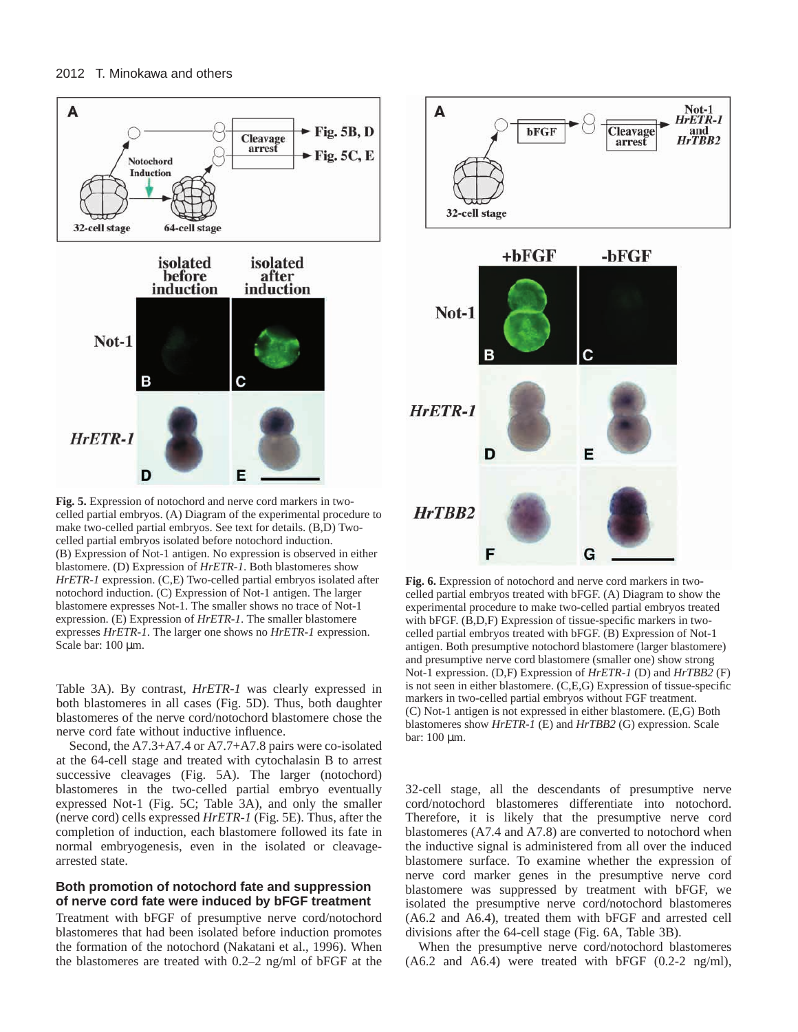**Fig. 5.** Expression of notochord and nerve cord markers in two-celled partial embryos. (A) Diagram of the experimental procedure to make two-celled partial embryos. See text for details. (B,D) Two-celled partial embryos isolated before notochord induction. (B) Expression of Not-1 antigen. No expression is observed in either blastomere. (D) Expression of *HrETR-1*. Both blastomeres show *HrETR-1* expression. (C,E) Two-celled partial embryos isolated after notochord induction. (C) Expression of Not-1 antigen. The larger blastomere expresses Not-1. The smaller shows no trace of Not-1 expression. (E) Expression of *HrETR-1*. The smaller blastomere expresses *HrETR-1*. The larger one shows no *HrETR-1* expression. Scale bar: 100 µm.

Table 3A). By contrast, *HrETR-1* was clearly expressed in both blastomeres in all cases (Fig. 5D). Thus, both daughter blastomeres of the nerve cord/notochord blastomere chose the nerve cord fate without inductive influence.

Second, the A7.3+A7.4 or A7.7+A7.8 pairs were co-isolated at the 64-cell stage and treated with cytochalasin B to arrest successive cleavages (Fig. 5A). The larger (notochord) blastomeres in the two-celled partial embryo eventually expressed Not-1 (Fig. 5C; Table 3A), and only the smaller (nerve cord) cells expressed *HrETR-1* (Fig. 5E). Thus, after the completion of induction, each blastomere followed its fate in normal embryogenesis, even in the isolated or cleavage-arrested state.

### Both promotion of notochord fate and suppression of nerve cord fate were induced by bFGF treatment

Treatment with bFGF of presumptive nerve cord/notochord blastomeres that had been isolated before induction promotes the formation of the notochord (Nakatani et al., 1996). When the blastomeres are treated with 0.2–2 ng/ml of bFGF at the 32-cell stage, all the descendants of presumptive nerve cord/notochord blastomeres differentiate into notochord. Therefore, it is likely that the presumptive nerve cord blastomeres (A7.4 and A7.8) are converted to notochord when the inductive signal is administered from all over the induced blastomere surface. To examine whether the expression of nerve cord marker genes in the presumptive nerve cord blastomere was suppressed by treatment with bFGF, we isolated the presumptive nerve cord/notochord blastomeres (A6.2 and A6.4), treated them with bFGF and arrested cell divisions after the 64-cell stage (Fig. 6A, Table 3B).

When the presumptive nerve cord/notochord blastomeres (A6.2 and A6.4) were treated with bFGF (0.2-2 ng/ml),

**Fig. 6.** Expression of notochord and nerve cord markers in two-celled partial embryos treated with bFGF. (A) Diagram to show the experimental procedure to make two-celled partial embryos treated with bFGF. (B,D,F) Expression of tissue-specific markers in two-celled partial embryos treated with bFGF. (B) Expression of Not-1 antigen. Both presumptive notochord blastomere (larger blastomere) and presumptive nerve cord blastomere (smaller one) show strong Not-1 expression. (D,F) Expression of *HrETR-1* (D) and *HrTBB2* (F) is not seen in either blastomere. (C,E,G) Expression of tissue-specific markers in two-celled partial embryos without FGF treatment. (C) Not-1 antigen is not expressed in either blastomere. (E,G) Both blastomeres show *HrETR-1* (E) and *HrTBB2* (G) expression. Scale bar: 100 µm.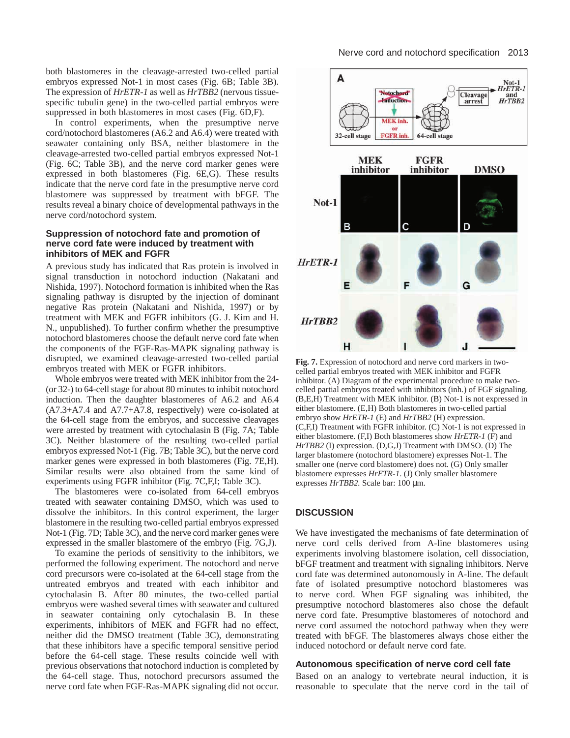both blastomeres in the cleavage-arrested two-celled partial embryos expressed Not-1 in most cases (Fig. 6B; Table 3B). The expression of *HrETR-1* as well as *HrTBB2* (nervous tissue-specific tubulin gene) in the two-celled partial embryos were suppressed in both blastomeres in most cases (Fig. 6D,F).

In control experiments, when the presumptive nerve cord/notochord blastomeres (A6.2 and A6.4) were treated with seawater containing only BSA, neither blastomere in the cleavage-arrested two-celled partial embryos expressed Not-1 (Fig. 6C; Table 3B), and the nerve cord marker genes were expressed in both blastomeres (Fig. 6E,G). These results indicate that the nerve cord fate in the presumptive nerve cord blastomere was suppressed by treatment with bFGF. The results reveal a binary choice of developmental pathways in the nerve cord/notochord system.

### Suppression of notochord fate and promotion of nerve cord fate were induced by treatment with inhibitors of MEK and FGFR

A previous study has indicated that Ras protein is involved in signal transduction in notochord induction (Nakatani and Nishida, 1997). Notochord formation is inhibited when the Ras signaling pathway is disrupted by the injection of dominant negative Ras protein (Nakatani and Nishida, 1997) or by treatment with MEK and FGFR inhibitors (G. J. Kim and H. N., unpublished). To further confirm whether the presumptive notochord blastomeres choose the default nerve cord fate when the components of the FGF-Ras-MAPK signaling pathway is disrupted, we examined cleavage-arrested two-celled partial embryos treated with MEK or FGFR inhibitors.

Whole embryos were treated with MEK inhibitor from the 24-(or 32-) to 64-cell stage for about 80 minutes to inhibit notochord induction. Then the daughter blastomeres of A6.2 and A6.4 (A7.3+A7.4 and A7.7+A7.8, respectively) were co-isolated at the 64-cell stage from the embryos, and successive cleavages were arrested by treatment with cytochalasin B (Fig. 7A; Table 3C). Neither blastomere of the resulting two-celled partial embryos expressed Not-1 (Fig. 7B; Table 3C), but the nerve cord marker genes were expressed in both blastomeres (Fig. 7E,H). Similar results were also obtained from the same kind of experiments using FGFR inhibitor (Fig. 7C,F,I; Table 3C).

The blastomeres were co-isolated from 64-cell embryos treated with seawater containing DMSO, which was used to dissolve the inhibitors. In this control experiment, the larger blastomere in the resulting two-celled partial embryos expressed Not-1 (Fig. 7D; Table 3C), and the nerve cord marker genes were expressed in the smaller blastomere of the embryo (Fig. 7G,J).

To examine the periods of sensitivity to the inhibitors, we performed the following experiment. The notochord and nerve cord precursors were co-isolated at the 64-cell stage from the untreated embryos and treated with each inhibitor and cytochalasin B. After 80 minutes, the two-celled partial embryos were washed several times with seawater and cultured in seawater containing only cytochalasin B. In these experiments, inhibitors of MEK and FGFR had no effect, neither did the DMSO treatment (Table 3C), demonstrating that these inhibitors have a specific temporal sensitive period before the 64-cell stage. These results coincide well with previous observations that notochord induction is completed by the 64-cell stage. Thus, notochord precursors assumed the nerve cord fate when FGF-Ras-MAPK signaling did not occur.

**Fig. 7.** Expression of notochord and nerve cord markers in two-celled partial embryos treated with MEK inhibitor and FGFR inhibitor. (A) Diagram of the experimental procedure to make two-celled partial embryos treated with inhibitors (inh.) of FGF signaling. (B,E,H) Treatment with MEK inhibitor. (B) Not-1 is not expressed in either blastomere. (E,H) Both blastomeres in two-celled partial embryo show *HrETR-1* (E) and *HrTBB2* (H) expression. (C,F,I) Treatment with FGFR inhibitor. (C) Not-1 is not expressed in either blastomere. (F,I) Both blastomeres show *HrETR-1* (F) and *HrTBB2* (I) expression. (D,G,J) Treatment with DMSO. (D) The larger blastomere (notochord blastomere) expresses Not-1. The smaller one (nerve cord blastomere) does not. (G) Only smaller blastomere expresses *HrETR-1*. (J) Only smaller blastomere expresses *HrTBB2*. Scale bar: 100 μm.

## DISCUSSION

We have investigated the mechanisms of fate determination of nerve cord cells derived from A-line blastomeres using experiments involving blastomere isolation, cell dissociation, bFGF treatment and treatment with signaling inhibitors. Nerve cord fate was determined autonomously in A-line. The default fate of isolated presumptive notochord blastomeres was to nerve cord. When FGF signaling was inhibited, the presumptive notochord blastomeres also chose the default nerve cord fate. Presumptive blastomeres of notochord and nerve cord assumed the notochord pathway when they were treated with bFGF. The blastomeres always chose either the induced notochord or default nerve cord fate.

### Autonomous specification of nerve cord cell fate

Based on an analogy to vertebrate neural induction, it is reasonable to speculate that the nerve cord in the tail of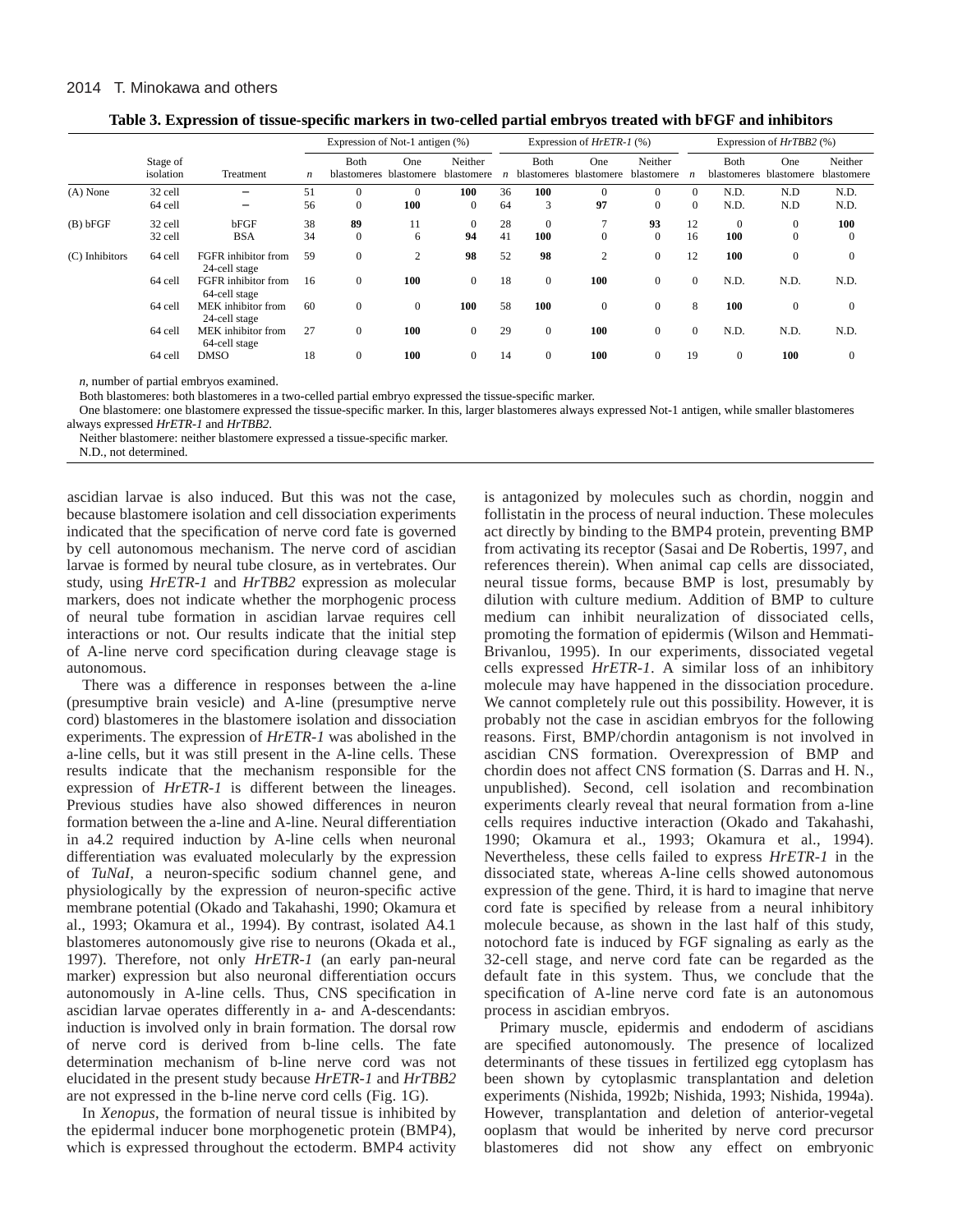**Table 3. Expression of tissue-specific markers in two-celled partial embryos treated with bFGF and inhibitors**

| | Stage of isolation | Treatment | Expression of Not-1 antigen (%) | | | | Expression of *HrETR-1* (%) | | | | Expression of *HrTBB2* (%) | | | |
|---|---|---|---|---|---|---|---|---|---|---|---|---|---|---|
| | | | *n* | Both blastomeres | One blastomere | Neither blastomere | *n* | Both blastomeres | One blastomere | Neither blastomere | *n* | Both blastomeres | One blastomere | Neither blastomere |
| (A) None | 32 cell | – | 51 | 0 | 0 | **100** | 36 | **100** | 0 | 0 | 0 | N.D. | N.D | N.D. |
| | 64 cell | – | 56 | 0 | **100** | 0 | 64 | 3 | **97** | 0 | 0 | N.D. | N.D | N.D. |
| (B) bFGF | 32 cell | bFGF | 38 | **89** | 11 | 0 | 28 | 0 | 7 | **93** | 12 | 0 | 0 | **100** |
| | 32 cell | BSA | 34 | 0 | 6 | **94** | 41 | **100** | 0 | 0 | 16 | **100** | 0 | 0 |
| (C) Inhibitors | 64 cell | FGFR inhibitor from 24-cell stage | 59 | 0 | 2 | **98** | 52 | **98** | 2 | 0 | 12 | **100** | 0 | 0 |
| | 64 cell | FGFR inhibitor from 64-cell stage | 16 | 0 | **100** | 0 | 18 | 0 | **100** | 0 | 0 | N.D. | N.D. | N.D. |
| | 64 cell | MEK inhibitor from 24-cell stage | 60 | 0 | 0 | **100** | 58 | **100** | 0 | 0 | 8 | **100** | 0 | 0 |
| | 64 cell | MEK inhibitor from 64-cell stage | 27 | 0 | **100** | 0 | 29 | 0 | **100** | 0 | 0 | N.D. | N.D. | N.D. |
| | 64 cell | DMSO | 18 | 0 | **100** | 0 | 14 | 0 | **100** | 0 | 19 | 0 | **100** | 0 |

*n*, number of partial embryos examined.
Both blastomeres: both blastomeres in a two-celled partial embryo expressed the tissue-specific marker.
One blastomere: one blastomere expressed the tissue-specific marker. In this, larger blastomeres always expressed Not-1 antigen, while smaller blastomeres always expressed *HrETR-1* and *HrTBB2*.
Neither blastomere: neither blastomere expressed a tissue-specific marker.
N.D., not determined.

ascidian larvae is also induced. But this was not the case, because blastomere isolation and cell dissociation experiments indicated that the specification of nerve cord fate is governed by cell autonomous mechanism. The nerve cord of ascidian larvae is formed by neural tube closure, as in vertebrates. Our study, using *HrETR-1* and *HrTBB2* expression as molecular markers, does not indicate whether the morphogenic process of neural tube formation in ascidian larvae requires cell interactions or not. Our results indicate that the initial step of A-line nerve cord specification during cleavage stage is autonomous.

There was a difference in responses between the a-line (presumptive brain vesicle) and A-line (presumptive nerve cord) blastomeres in the blastomere isolation and dissociation experiments. The expression of *HrETR-1* was abolished in the a-line cells, but it was still present in the A-line cells. These results indicate that the mechanism responsible for the expression of *HrETR-1* is different between the lineages. Previous studies have also showed differences in neuron formation between the a-line and A-line. Neural differentiation in a4.2 required induction by A-line cells when neuronal differentiation was evaluated molecularly by the expression of *TuNaI*, a neuron-specific sodium channel gene, and physiologically by the expression of neuron-specific active membrane potential (Okado and Takahashi, 1990; Okamura et al., 1993; Okamura et al., 1994). By contrast, isolated A4.1 blastomeres autonomously give rise to neurons (Okada et al., 1997). Therefore, not only *HrETR-1* (an early pan-neural marker) expression but also neuronal differentiation occurs autonomously in A-line cells. Thus, CNS specification in ascidian larvae operates differently in a- and A-descendants: induction is involved only in brain formation. The dorsal row of nerve cord is derived from b-line cells. The fate determination mechanism of b-line nerve cord was not elucidated in the present study because *HrETR-1* and *HrTBB2* are not expressed in the b-line nerve cord cells (Fig. 1G).

In *Xenopus*, the formation of neural tissue is inhibited by the epidermal inducer bone morphogenetic protein (BMP4), which is expressed throughout the ectoderm. BMP4 activity is antagonized by molecules such as chordin, noggin and follistatin in the process of neural induction. These molecules act directly by binding to the BMP4 protein, preventing BMP from activating its receptor (Sasai and De Robertis, 1997, and references therein). When animal cap cells are dissociated, neural tissue forms, because BMP is lost, presumably by dilution with culture medium. Addition of BMP to culture medium can inhibit neuralization of dissociated cells, promoting the formation of epidermis (Wilson and Hemmati-Brivanlou, 1995). In our experiments, dissociated vegetal cells expressed *HrETR-1*. A similar loss of an inhibitory molecule may have happened in the dissociation procedure. We cannot completely rule out this possibility. However, it is probably not the case in ascidian embryos for the following reasons. First, BMP/chordin antagonism is not involved in ascidian CNS formation. Overexpression of BMP and chordin does not affect CNS formation (S. Darras and H. N., unpublished). Second, cell isolation and recombination experiments clearly reveal that neural formation from a-line cells requires inductive interaction (Okado and Takahashi, 1990; Okamura et al., 1993; Okamura et al., 1994). Nevertheless, these cells failed to express *HrETR-1* in the dissociated state, whereas A-line cells showed autonomous expression of the gene. Third, it is hard to imagine that nerve cord fate is specified by release from a neural inhibitory molecule because, as shown in the last half of this study, notochord fate is induced by FGF signaling as early as the 32-cell stage, and nerve cord fate can be regarded as the default fate in this system. Thus, we conclude that the specification of A-line nerve cord fate is an autonomous process in ascidian embryos.

Primary muscle, epidermis and endoderm of ascidians are specified autonomously. The presence of localized determinants of these tissues in fertilized egg cytoplasm has been shown by cytoplasmic transplantation and deletion experiments (Nishida, 1992b; Nishida, 1993; Nishida, 1994a). However, transplantation and deletion of anterior-vegetal ooplasm that would be inherited by nerve cord precursor blastomeres did not show any effect on embryonic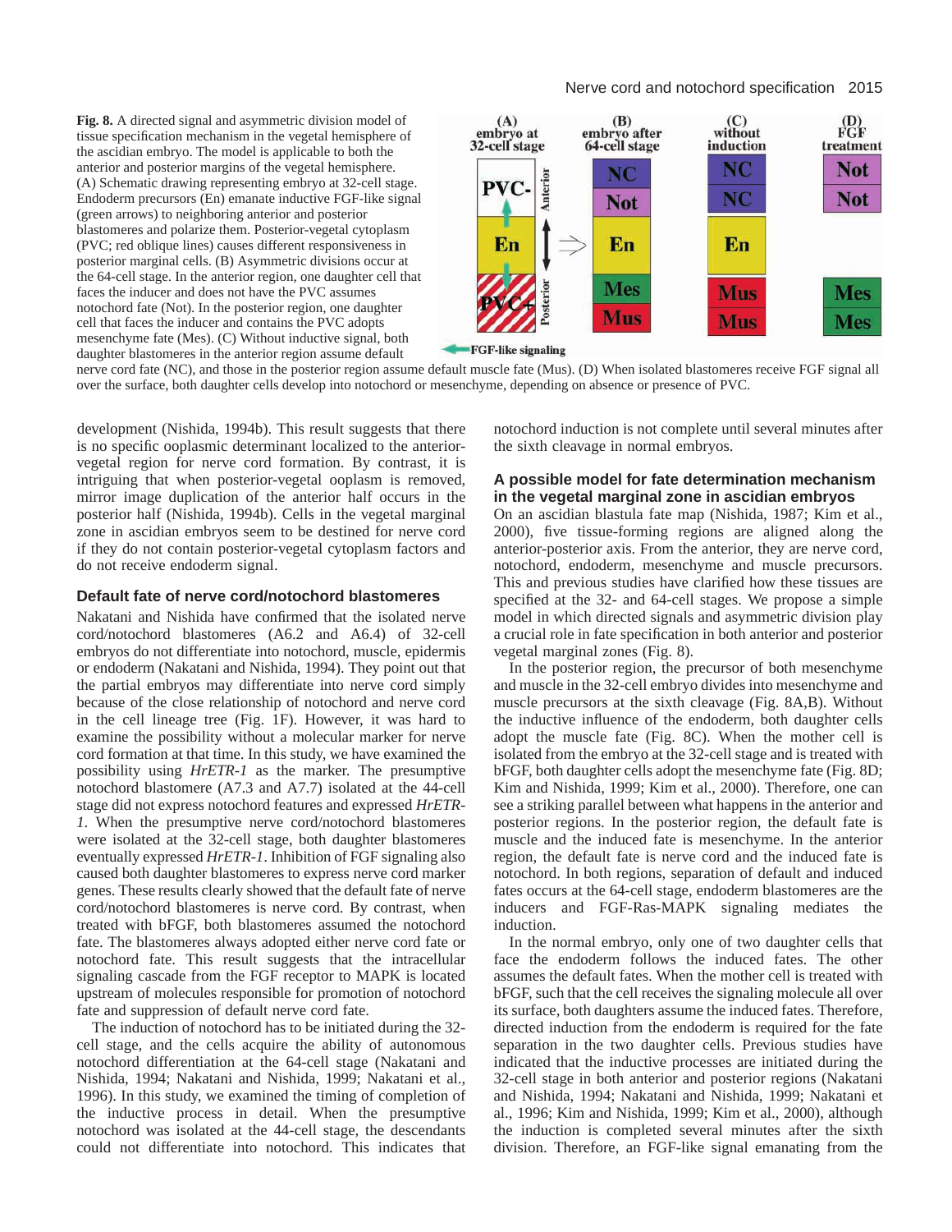**Fig. 8.** A directed signal and asymmetric division model of tissue specification mechanism in the vegetal hemisphere of the ascidian embryo. The model is applicable to both the anterior and posterior margins of the vegetal hemisphere. (A) Schematic drawing representing embryo at 32-cell stage. Endoderm precursors (En) emanate inductive FGF-like signal (green arrows) to neighboring anterior and posterior blastomeres and polarize them. Posterior-vegetal cytoplasm (PVC; red oblique lines) causes different responsiveness in posterior marginal cells. (B) Asymmetric divisions occur at the 64-cell stage. In the anterior region, one daughter cell that faces the inducer and does not have the PVC assumes notochord fate (Not). In the posterior region, one daughter cell that faces the inducer and contains the PVC adopts mesenchyme fate (Mes). (C) Without inductive signal, both daughter blastomeres in the anterior region assume default nerve cord fate (NC), and those in the posterior region assume default muscle fate (Mus). (D) When isolated blastomeres receive FGF signal all over the surface, both daughter cells develop into notochord or mesenchyme, depending on absence or presence of PVC.

development (Nishida, 1994b). This result suggests that there is no specific ooplasmic determinant localized to the anterior-vegetal region for nerve cord formation. By contrast, it is intriguing that when posterior-vegetal ooplasm is removed, mirror image duplication of the anterior half occurs in the posterior half (Nishida, 1994b). Cells in the vegetal marginal zone in ascidian embryos seem to be destined for nerve cord if they do not contain posterior-vegetal cytoplasm factors and do not receive endoderm signal.

## Default fate of nerve cord/notochord blastomeres

Nakatani and Nishida have confirmed that the isolated nerve cord/notochord blastomeres (A6.2 and A6.4) of 32-cell embryos do not differentiate into notochord, muscle, epidermis or endoderm (Nakatani and Nishida, 1994). They point out that the partial embryos may differentiate into nerve cord simply because of the close relationship of notochord and nerve cord in the cell lineage tree (Fig. 1F). However, it was hard to examine the possibility without a molecular marker for nerve cord formation at that time. In this study, we have examined the possibility using *HrETR-1* as the marker. The presumptive notochord blastomere (A7.3 and A7.7) isolated at the 44-cell stage did not express notochord features and expressed *HrETR-1*. When the presumptive nerve cord/notochord blastomeres were isolated at the 32-cell stage, both daughter blastomeres eventually expressed *HrETR-1*. Inhibition of FGF signaling also caused both daughter blastomeres to express nerve cord marker genes. These results clearly showed that the default fate of nerve cord/notochord blastomeres is nerve cord. By contrast, when treated with bFGF, both blastomeres assumed the notochord fate. The blastomeres always adopted either nerve cord fate or notochord fate. This result suggests that the intracellular signaling cascade from the FGF receptor to MAPK is located upstream of molecules responsible for promotion of notochord fate and suppression of default nerve cord fate.

The induction of notochord has to be initiated during the 32-cell stage, and the cells acquire the ability of autonomous notochord differentiation at the 64-cell stage (Nakatani and Nishida, 1994; Nakatani and Nishida, 1999; Nakatani et al., 1996). In this study, we examined the timing of completion of the inductive process in detail. When the presumptive notochord was isolated at the 44-cell stage, the descendants could not differentiate into notochord. This indicates that notochord induction is not complete until several minutes after the sixth cleavage in normal embryos.

## A possible model for fate determination mechanism in the vegetal marginal zone in ascidian embryos

On an ascidian blastula fate map (Nishida, 1987; Kim et al., 2000), five tissue-forming regions are aligned along the anterior-posterior axis. From the anterior, they are nerve cord, notochord, endoderm, mesenchyme and muscle precursors. This and previous studies have clarified how these tissues are specified at the 32- and 64-cell stages. We propose a simple model in which directed signals and asymmetric division play a crucial role in fate specification in both anterior and posterior vegetal marginal zones (Fig. 8).

In the posterior region, the precursor of both mesenchyme and muscle in the 32-cell embryo divides into mesenchyme and muscle precursors at the sixth cleavage (Fig. 8A,B). Without the inductive influence of the endoderm, both daughter cells adopt the muscle fate (Fig. 8C). When the mother cell is isolated from the embryo at the 32-cell stage and is treated with bFGF, both daughter cells adopt the mesenchyme fate (Fig. 8D; Kim and Nishida, 1999; Kim et al., 2000). Therefore, one can see a striking parallel between what happens in the anterior and posterior regions. In the posterior region, the default fate is muscle and the induced fate is mesenchyme. In the anterior region, the default fate is nerve cord and the induced fate is notochord. In both regions, separation of default and induced fates occurs at the 64-cell stage, endoderm blastomeres are the inducers and FGF-Ras-MAPK signaling mediates the induction.

In the normal embryo, only one of two daughter cells that face the endoderm follows the induced fates. The other assumes the default fates. When the mother cell is treated with bFGF, such that the cell receives the signaling molecule all over its surface, both daughters assume the induced fates. Therefore, directed induction from the endoderm is required for the fate separation in the two daughter cells. Previous studies have indicated that the inductive processes are initiated during the 32-cell stage in both anterior and posterior regions (Nakatani and Nishida, 1994; Nakatani and Nishida, 1999; Nakatani et al., 1996; Kim and Nishida, 1999; Kim et al., 2000), although the induction is completed several minutes after the sixth division. Therefore, an FGF-like signal emanating from the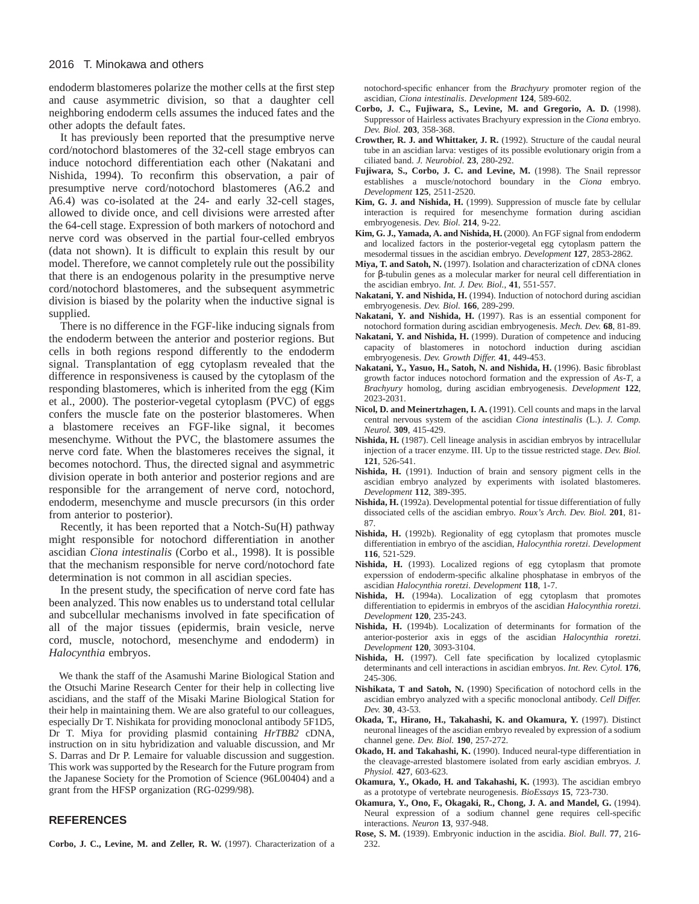endoderm blastomeres polarize the mother cells at the first step and cause asymmetric division, so that a daughter cell neighboring endoderm cells assumes the induced fates and the other adopts the default fates.

It has previously been reported that the presumptive nerve cord/notochord blastomeres of the 32-cell stage embryos can induce notochord differentiation each other (Nakatani and Nishida, 1994). To reconfirm this observation, a pair of presumptive nerve cord/notochord blastomeres (A6.2 and A6.4) was co-isolated at the 24- and early 32-cell stages, allowed to divide once, and cell divisions were arrested after the 64-cell stage. Expression of both markers of notochord and nerve cord was observed in the partial four-celled embryos (data not shown). It is difficult to explain this result by our model. Therefore, we cannot completely rule out the possibility that there is an endogenous polarity in the presumptive nerve cord/notochord blastomeres, and the subsequent asymmetric division is biased by the polarity when the inductive signal is supplied.

There is no difference in the FGF-like inducing signals from the endoderm between the anterior and posterior regions. But cells in both regions respond differently to the endoderm signal. Transplantation of egg cytoplasm revealed that the difference in responsiveness is caused by the cytoplasm of the responding blastomeres, which is inherited from the egg (Kim et al., 2000). The posterior-vegetal cytoplasm (PVC) of eggs confers the muscle fate on the posterior blastomeres. When a blastomere receives an FGF-like signal, it becomes mesenchyme. Without the PVC, the blastomere assumes the nerve cord fate. When the blastomeres receives the signal, it becomes notochord. Thus, the directed signal and asymmetric division operate in both anterior and posterior regions and are responsible for the arrangement of nerve cord, notochord, endoderm, mesenchyme and muscle precursors (in this order from anterior to posterior).

Recently, it has been reported that a Notch-Su(H) pathway might responsible for notochord differentiation in another ascidian *Ciona intestinalis* (Corbo et al., 1998). It is possible that the mechanism responsible for nerve cord/notochord fate determination is not common in all ascidian species.

In the present study, the specification of nerve cord fate has been analyzed. This now enables us to understand total cellular and subcellular mechanisms involved in fate specification of all of the major tissues (epidermis, brain vesicle, nerve cord, muscle, notochord, mesenchyme and endoderm) in *Halocynthia* embryos.

We thank the staff of the Asamushi Marine Biological Station and the Otsuchi Marine Research Center for their help in collecting live ascidians, and the staff of the Misaki Marine Biological Station for their help in maintaining them. We are also grateful to our colleagues, especially Dr T. Nishikata for providing monoclonal antibody 5F1D5, Dr T. Miya for providing plasmid containing *HrTBB2* cDNA, instruction on in situ hybridization and valuable discussion, and Mr S. Darras and Dr P. Lemaire for valuable discussion and suggestion. This work was supported by the Research for the Future program from the Japanese Society for the Promotion of Science (96L00404) and a grant from the HFSP organization (RG-0299/98).

## REFERENCES

**Corbo, J. C., Levine, M. and Zeller, R. W.** (1997). Characterization of a notochord-specific enhancer from the *Brachyury* promoter region of the ascidian, *Ciona intestinalis*. *Development* **124**, 589-602.

**Corbo, J. C., Fujiwara, S., Levine, M. and Gregorio, A. D.** (1998). Suppressor of Hairless activates Brachyury expression in the *Ciona* embryo. *Dev. Biol.* **203**, 358-368.

**Crowther, R. J. and Whittaker, J. R.** (1992). Structure of the caudal neural tube in an ascidian larva: vestiges of its possible evolutionary origin from a ciliated band. *J. Neurobiol*. **23**, 280-292.

**Fujiwara, S., Corbo, J. C. and Levine, M.** (1998). The Snail repressor establishes a muscle/notochord boundary in the *Ciona* embryo. *Development* **125**, 2511-2520.

**Kim, G. J. and Nishida, H.** (1999). Suppression of muscle fate by cellular interaction is required for mesenchyme formation during ascidian embryogenesis. *Dev. Biol.* **214**, 9-22.

**Kim, G. J., Yamada, A. and Nishida, H.** (2000). An FGF signal from endoderm and localized factors in the posterior-vegetal egg cytoplasm pattern the mesodermal tissues in the ascidian embryo. *Development* **127**, 2853-2862.

**Miya, T. and Satoh, N.** (1997). Isolation and characterization of cDNA clones for β-tubulin genes as a molecular marker for neural cell differentiation in the ascidian embryo. *Int. J. Dev. Biol.*, **41**, 551-557.

**Nakatani, Y. and Nishida, H.** (1994). Induction of notochord during ascidian embryogenesis. *Dev. Biol.* **166**, 289-299.

**Nakatani, Y. and Nishida, H.** (1997). Ras is an essential component for notochord formation during ascidian embryogenesis. *Mech. Dev.* **68**, 81-89.

**Nakatani, Y. and Nishida, H.** (1999). Duration of competence and inducing capacity of blastomeres in notochord induction during ascidian embryogenesis. *Dev. Growth Differ.* **41**, 449-453.

**Nakatani, Y., Yasuo, H., Satoh, N. and Nishida, H.** (1996). Basic fibroblast growth factor induces notochord formation and the expression of *As-T*, a *Brachyury* homolog, during ascidian embryogenesis. *Development* **122**, 2023-2031.

**Nicol, D. and Meinertzhagen, I. A.** (1991). Cell counts and maps in the larval central nervous system of the ascidian *Ciona intestinalis* (L.). *J. Comp. Neurol.* **309**, 415-429.

**Nishida, H.** (1987). Cell lineage analysis in ascidian embryos by intracellular injection of a tracer enzyme. III. Up to the tissue restricted stage. *Dev. Biol.* **121**, 526-541.

**Nishida, H.** (1991). Induction of brain and sensory pigment cells in the ascidian embryo analyzed by experiments with isolated blastomeres. *Development* **112**, 389-395.

**Nishida, H.** (1992a). Developmental potential for tissue differentiation of fully dissociated cells of the ascidian embryo. *Roux's Arch. Dev. Biol.* **201**, 81-87.

**Nishida, H.** (1992b). Regionality of egg cytoplasm that promotes muscle differentiation in embryo of the ascidian, *Halocynthia roretzi*. *Development* **116**, 521-529.

**Nishida, H.** (1993). Localized regions of egg cytoplasm that promote experssion of endoderm-specific alkaline phosphatase in embryos of the ascidian *Halocynthia roretzi*. *Development* **118**, 1-7.

**Nishida, H.** (1994a). Localization of egg cytoplasm that promotes differentiation to epidermis in embryos of the ascidian *Halocynthia roretzi*. *Development* **120**, 235-243.

**Nishida, H.** (1994b). Localization of determinants for formation of the anterior-posterior axis in eggs of the ascidian *Halocynthia roretzi*. *Development* **120**, 3093-3104.

**Nishida, H.** (1997). Cell fate specification by localized cytoplasmic determinants and cell interactions in ascidian embryos. *Int. Rev. Cytol.* **176**, 245-306.

**Nishikata, T and Satoh, N.** (1990) Specification of notochord cells in the ascidian embryo analyzed with a specific monoclonal antibody. *Cell Differ. Dev.* **30**, 43-53.

**Okada, T., Hirano, H., Takahashi, K. and Okamura, Y.** (1997). Distinct neuronal lineages of the ascidian embryo revealed by expression of a sodium channel gene. *Dev. Biol.* **190**, 257-272.

**Okado, H. and Takahashi, K.** (1990). Induced neural-type differentiation in the cleavage-arrested blastomere isolated from early ascidian embryos. *J. Physiol.* **427**, 603-623.

**Okamura, Y., Okado, H. and Takahashi, K.** (1993). The ascidian embryo as a prototype of vertebrate neurogenesis. *BioEssays* **15**, 723-730.

**Okamura, Y., Ono, F., Okagaki, R., Chong, J. A. and Mandel, G.** (1994). Neural expression of a sodium channel gene requires cell-specific interactions. *Neuron* **13**, 937-948.

**Rose, S. M.** (1939). Embryonic induction in the ascidia. *Biol. Bull.* **77**, 216-232.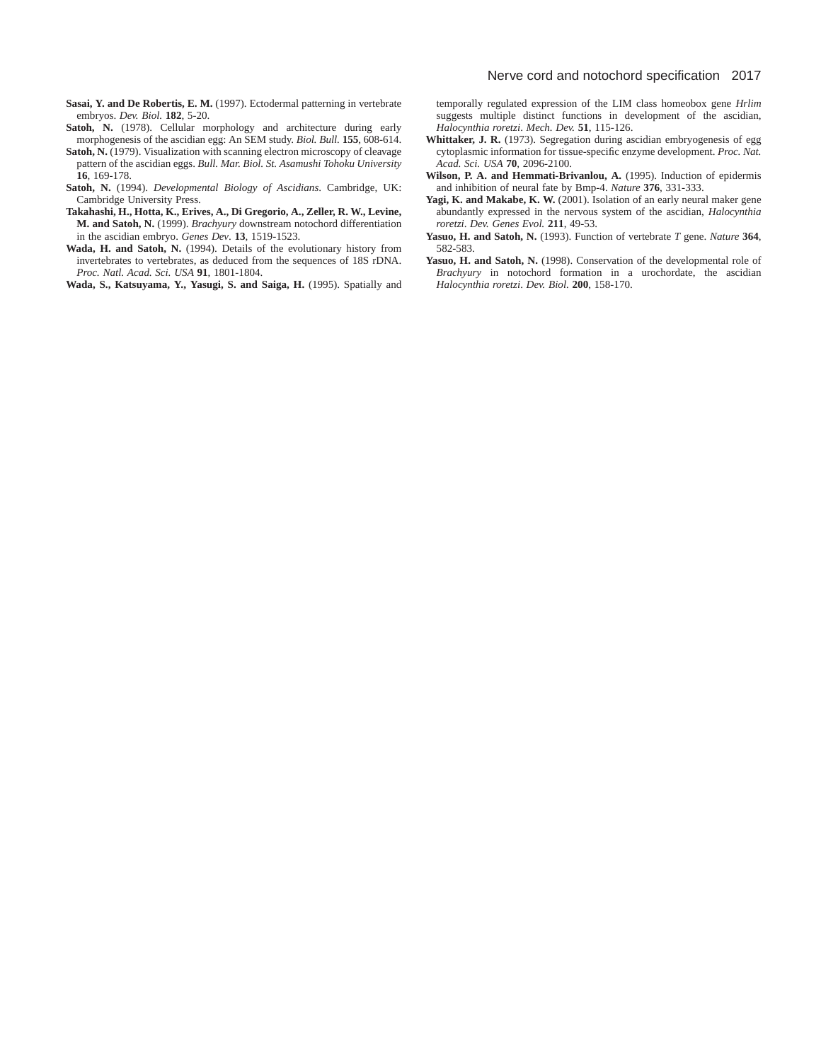**Sasai, Y. and De Robertis, E. M.** (1997). Ectodermal patterning in vertebrate embryos. *Dev. Biol.* **182**, 5-20.

**Satoh, N.** (1978). Cellular morphology and architecture during early morphogenesis of the ascidian egg: An SEM study. *Biol. Bull.* **155**, 608-614.

**Satoh, N.** (1979). Visualization with scanning electron microscopy of cleavage pattern of the ascidian eggs. *Bull. Mar. Biol. St. Asamushi Tohoku University* **16**, 169-178.

**Satoh, N.** (1994). *Developmental Biology of Ascidians*. Cambridge, UK: Cambridge University Press.

**Takahashi, H., Hotta, K., Erives, A., Di Gregorio, A., Zeller, R. W., Levine, M. and Satoh, N.** (1999). *Brachyury* downstream notochord differentiation in the ascidian embryo. *Genes Dev*. **13**, 1519-1523.

**Wada, H. and Satoh, N.** (1994). Details of the evolutionary history from invertebrates to vertebrates, as deduced from the sequences of 18S rDNA. *Proc. Natl. Acad. Sci. USA* **91**, 1801-1804.

**Wada, S., Katsuyama, Y., Yasugi, S. and Saiga, H.** (1995). Spatially and temporally regulated expression of the LIM class homeobox gene *Hrlim* suggests multiple distinct functions in development of the ascidian, *Halocynthia roretzi*. *Mech. Dev.* **51**, 115-126.

**Whittaker, J. R.** (1973). Segregation during ascidian embryogenesis of egg cytoplasmic information for tissue-specific enzyme development. *Proc. Nat. Acad. Sci. USA* **70**, 2096-2100.

**Wilson, P. A. and Hemmati-Brivanlou, A.** (1995). Induction of epidermis and inhibition of neural fate by Bmp-4. *Nature* **376**, 331-333.

**Yagi, K. and Makabe, K. W.** (2001). Isolation of an early neural maker gene abundantly expressed in the nervous system of the ascidian, *Halocynthia roretzi*. *Dev. Genes Evol.* **211**, 49-53.

**Yasuo, H. and Satoh, N.** (1993). Function of vertebrate *T* gene. *Nature* **364**, 582-583.

**Yasuo, H. and Satoh, N.** (1998). Conservation of the developmental role of *Brachyury* in notochord formation in a urochordate, the ascidian *Halocynthia roretzi*. *Dev. Biol.* **200**, 158-170.